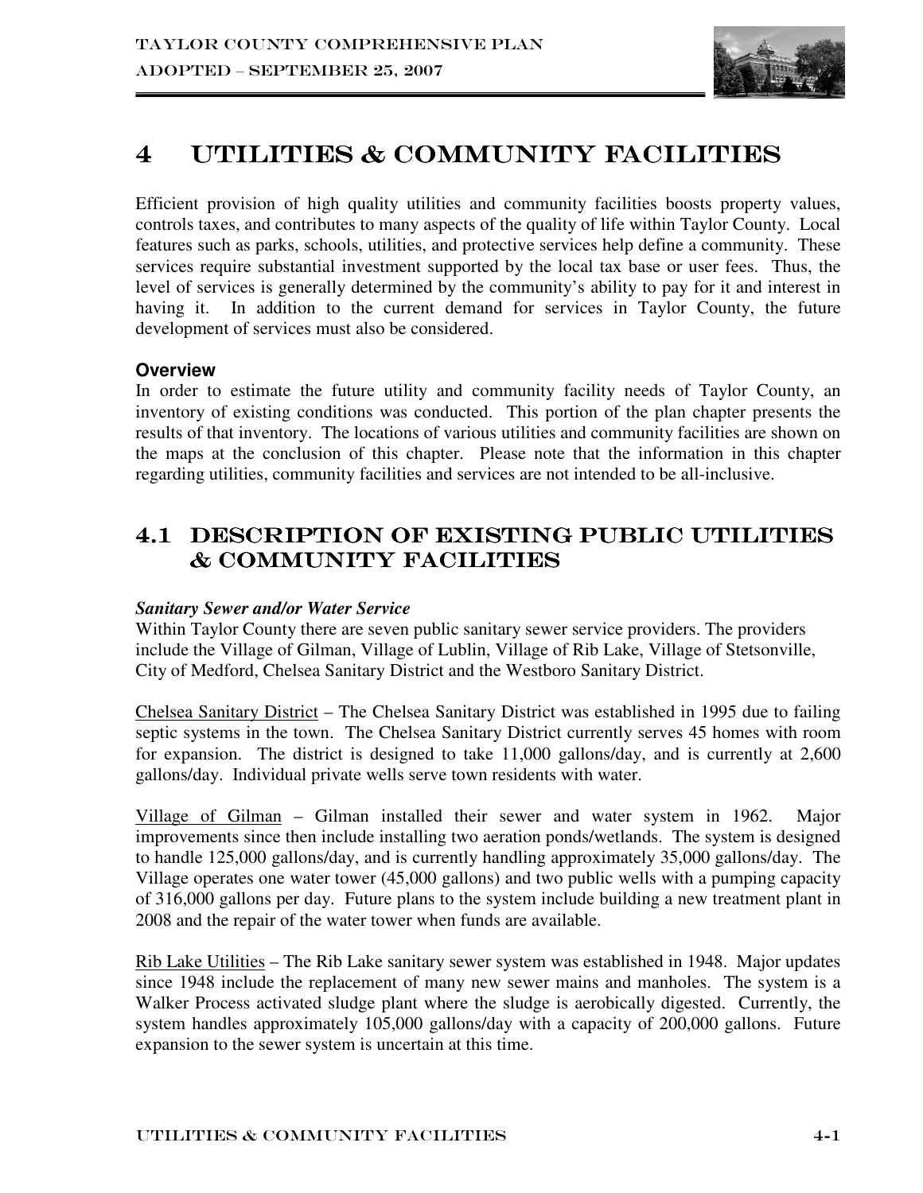# 4 UTILITIES & COMMUNITY FACILITIES

Efficient provision of high quality utilities and community facilities boosts property values, controls taxes, and contributes to many aspects of the quality of life within Taylor County. Local features such as parks, schools, utilities, and protective services help define a community. These services require substantial investment supported by the local tax base or user fees. Thus, the level of services is generally determined by the community's ability to pay for it and interest in having it. In addition to the current demand for services in Taylor County, the future development of services must also be considered.

### Overview

In order to estimate the future utility and community facility needs of Taylor County, an inventory of existing conditions was conducted. This portion of the plan chapter presents the results of that inventory. The locations of various utilities and community facilities are shown on the maps at the conclusion of this chapter. Please note that the information in this chapter regarding utilities, community facilities and services are not intended to be all-inclusive.

## 4.1 DESCRIPTION OF EXISTING PUBLIC UTILITIES & COMMUNITY FACILITIES

***Sanitary Sewer and/or Water Service***

Within Taylor County there are seven public sanitary sewer service providers. The providers include the Village of Gilman, Village of Lublin, Village of Rib Lake, Village of Stetsonville, City of Medford, Chelsea Sanitary District and the Westboro Sanitary District.

Chelsea Sanitary District – The Chelsea Sanitary District was established in 1995 due to failing septic systems in the town. The Chelsea Sanitary District currently serves 45 homes with room for expansion. The district is designed to take 11,000 gallons/day, and is currently at 2,600 gallons/day. Individual private wells serve town residents with water.

Village of Gilman – Gilman installed their sewer and water system in 1962. Major improvements since then include installing two aeration ponds/wetlands. The system is designed to handle 125,000 gallons/day, and is currently handling approximately 35,000 gallons/day. The Village operates one water tower (45,000 gallons) and two public wells with a pumping capacity of 316,000 gallons per day. Future plans to the system include building a new treatment plant in 2008 and the repair of the water tower when funds are available.

Rib Lake Utilities – The Rib Lake sanitary sewer system was established in 1948. Major updates since 1948 include the replacement of many new sewer mains and manholes. The system is a Walker Process activated sludge plant where the sludge is aerobically digested. Currently, the system handles approximately 105,000 gallons/day with a capacity of 200,000 gallons. Future expansion to the sewer system is uncertain at this time.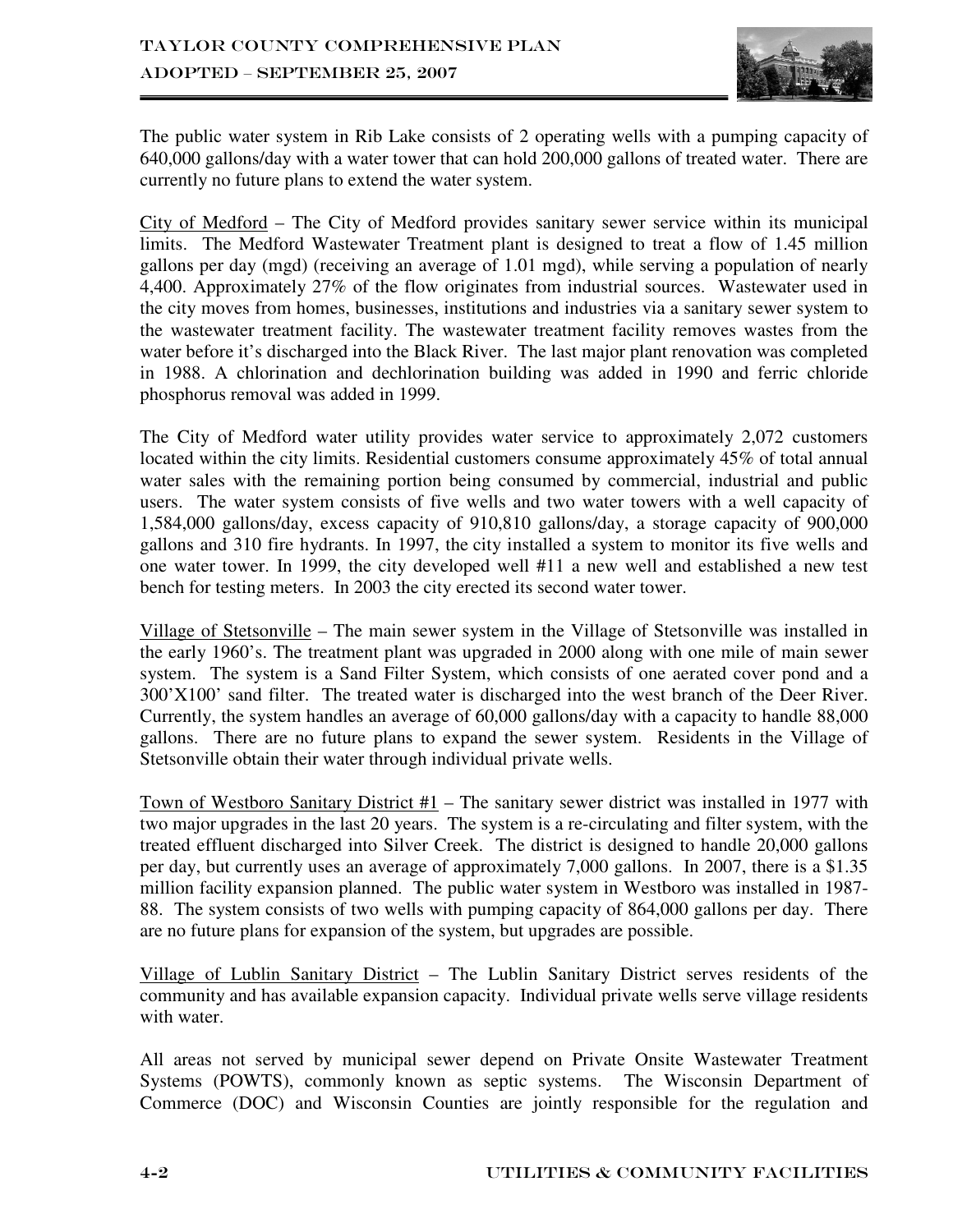The public water system in Rib Lake consists of 2 operating wells with a pumping capacity of 640,000 gallons/day with a water tower that can hold 200,000 gallons of treated water. There are currently no future plans to extend the water system.

City of Medford – The City of Medford provides sanitary sewer service within its municipal limits. The Medford Wastewater Treatment plant is designed to treat a flow of 1.45 million gallons per day (mgd) (receiving an average of 1.01 mgd), while serving a population of nearly 4,400. Approximately 27% of the flow originates from industrial sources. Wastewater used in the city moves from homes, businesses, institutions and industries via a sanitary sewer system to the wastewater treatment facility. The wastewater treatment facility removes wastes from the water before it's discharged into the Black River. The last major plant renovation was completed in 1988. A chlorination and dechlorination building was added in 1990 and ferric chloride phosphorus removal was added in 1999.

The City of Medford water utility provides water service to approximately 2,072 customers located within the city limits. Residential customers consume approximately 45% of total annual water sales with the remaining portion being consumed by commercial, industrial and public users. The water system consists of five wells and two water towers with a well capacity of 1,584,000 gallons/day, excess capacity of 910,810 gallons/day, a storage capacity of 900,000 gallons and 310 fire hydrants. In 1997, the city installed a system to monitor its five wells and one water tower. In 1999, the city developed well #11 a new well and established a new test bench for testing meters. In 2003 the city erected its second water tower.

Village of Stetsonville – The main sewer system in the Village of Stetsonville was installed in the early 1960's. The treatment plant was upgraded in 2000 along with one mile of main sewer system. The system is a Sand Filter System, which consists of one aerated cover pond and a 300'X100' sand filter. The treated water is discharged into the west branch of the Deer River. Currently, the system handles an average of 60,000 gallons/day with a capacity to handle 88,000 gallons. There are no future plans to expand the sewer system. Residents in the Village of Stetsonville obtain their water through individual private wells.

Town of Westboro Sanitary District #1 – The sanitary sewer district was installed in 1977 with two major upgrades in the last 20 years. The system is a re-circulating and filter system, with the treated effluent discharged into Silver Creek. The district is designed to handle 20,000 gallons per day, but currently uses an average of approximately 7,000 gallons. In 2007, there is a $1.35 million facility expansion planned. The public water system in Westboro was installed in 1987-88. The system consists of two wells with pumping capacity of 864,000 gallons per day. There are no future plans for expansion of the system, but upgrades are possible.

Village of Lublin Sanitary District – The Lublin Sanitary District serves residents of the community and has available expansion capacity. Individual private wells serve village residents with water.

All areas not served by municipal sewer depend on Private Onsite Wastewater Treatment Systems (POWTS), commonly known as septic systems. The Wisconsin Department of Commerce (DOC) and Wisconsin Counties are jointly responsible for the regulation and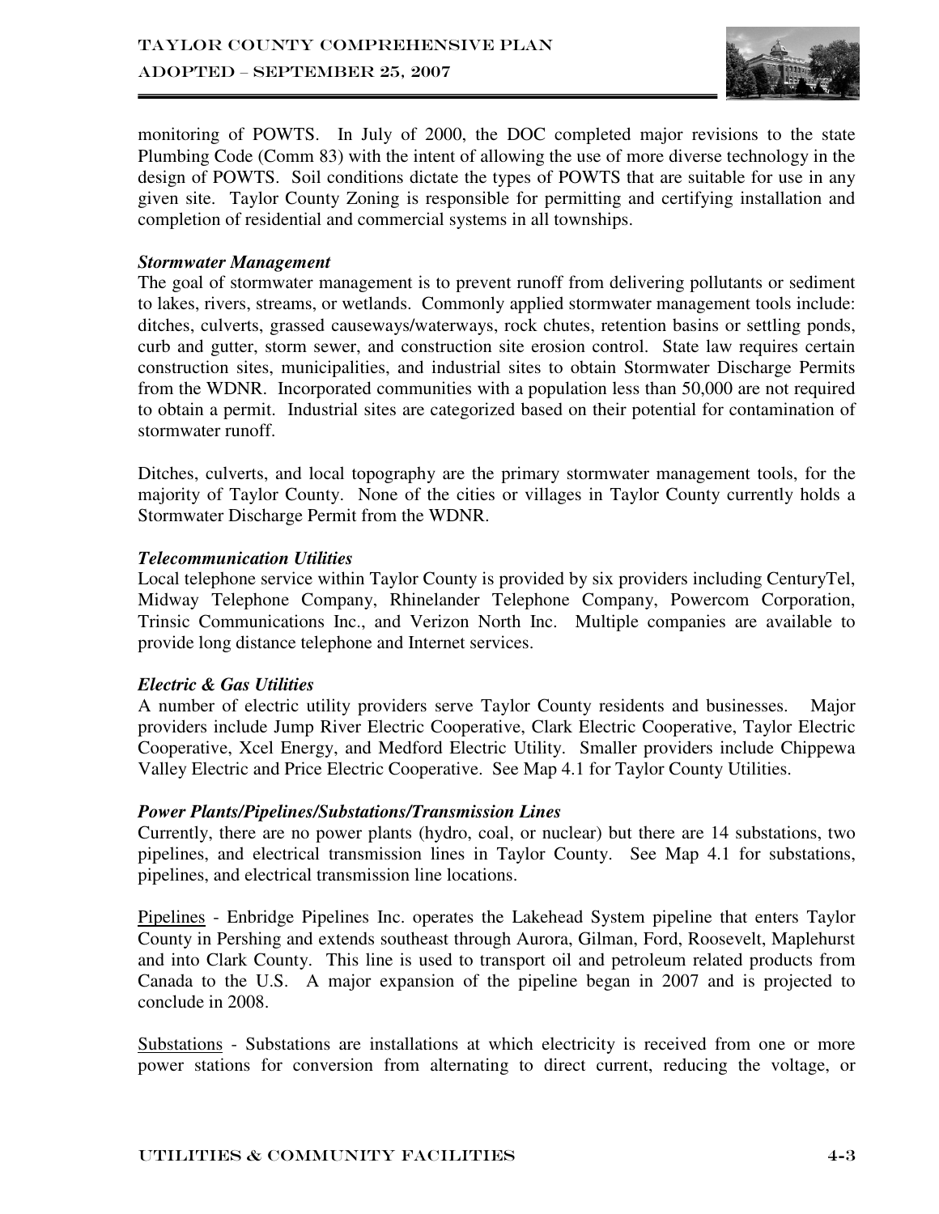monitoring of POWTS. In July of 2000, the DOC completed major revisions to the state Plumbing Code (Comm 83) with the intent of allowing the use of more diverse technology in the design of POWTS. Soil conditions dictate the types of POWTS that are suitable for use in any given site. Taylor County Zoning is responsible for permitting and certifying installation and completion of residential and commercial systems in all townships.

***Stormwater Management***

The goal of stormwater management is to prevent runoff from delivering pollutants or sediment to lakes, rivers, streams, or wetlands. Commonly applied stormwater management tools include: ditches, culverts, grassed causeways/waterways, rock chutes, retention basins or settling ponds, curb and gutter, storm sewer, and construction site erosion control. State law requires certain construction sites, municipalities, and industrial sites to obtain Stormwater Discharge Permits from the WDNR. Incorporated communities with a population less than 50,000 are not required to obtain a permit. Industrial sites are categorized based on their potential for contamination of stormwater runoff.

Ditches, culverts, and local topography are the primary stormwater management tools, for the majority of Taylor County. None of the cities or villages in Taylor County currently holds a Stormwater Discharge Permit from the WDNR.

***Telecommunication Utilities***

Local telephone service within Taylor County is provided by six providers including CenturyTel, Midway Telephone Company, Rhinelander Telephone Company, Powercom Corporation, Trinsic Communications Inc., and Verizon North Inc. Multiple companies are available to provide long distance telephone and Internet services.

***Electric & Gas Utilities***

A number of electric utility providers serve Taylor County residents and businesses. Major providers include Jump River Electric Cooperative, Clark Electric Cooperative, Taylor Electric Cooperative, Xcel Energy, and Medford Electric Utility. Smaller providers include Chippewa Valley Electric and Price Electric Cooperative. See Map 4.1 for Taylor County Utilities.

***Power Plants/Pipelines/Substations/Transmission Lines***

Currently, there are no power plants (hydro, coal, or nuclear) but there are 14 substations, two pipelines, and electrical transmission lines in Taylor County. See Map 4.1 for substations, pipelines, and electrical transmission line locations.

<u>Pipelines</u> - Enbridge Pipelines Inc. operates the Lakehead System pipeline that enters Taylor County in Pershing and extends southeast through Aurora, Gilman, Ford, Roosevelt, Maplehurst and into Clark County. This line is used to transport oil and petroleum related products from Canada to the U.S. A major expansion of the pipeline began in 2007 and is projected to conclude in 2008.

<u>Substations</u> - Substations are installations at which electricity is received from one or more power stations for conversion from alternating to direct current, reducing the voltage, or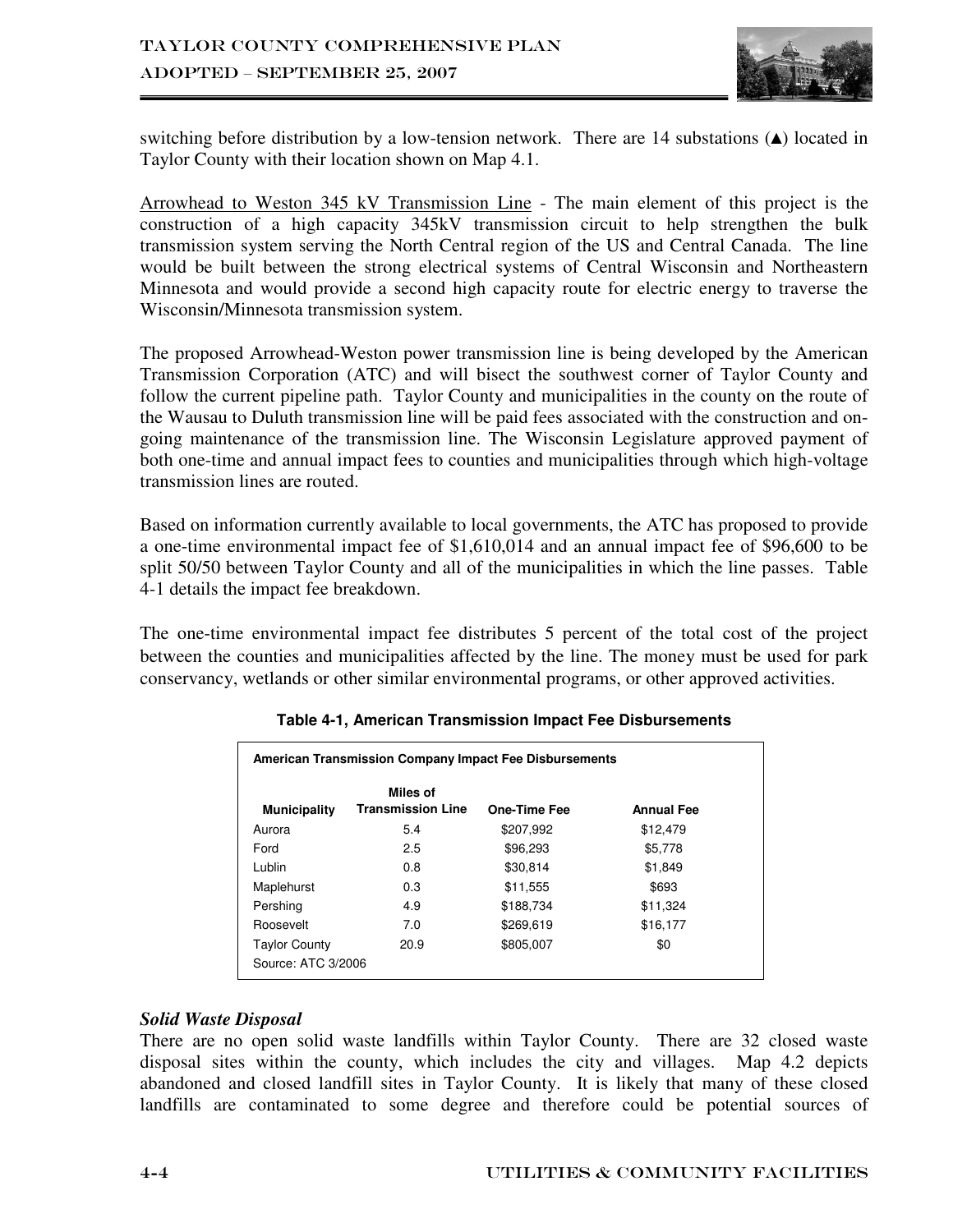switching before distribution by a low-tension network. There are 14 substations (▲) located in Taylor County with their location shown on Map 4.1.

Arrowhead to Weston 345 kV Transmission Line - The main element of this project is the construction of a high capacity 345kV transmission circuit to help strengthen the bulk transmission system serving the North Central region of the US and Central Canada. The line would be built between the strong electrical systems of Central Wisconsin and Northeastern Minnesota and would provide a second high capacity route for electric energy to traverse the Wisconsin/Minnesota transmission system.

The proposed Arrowhead-Weston power transmission line is being developed by the American Transmission Corporation (ATC) and will bisect the southwest corner of Taylor County and follow the current pipeline path. Taylor County and municipalities in the county on the route of the Wausau to Duluth transmission line will be paid fees associated with the construction and on-going maintenance of the transmission line. The Wisconsin Legislature approved payment of both one-time and annual impact fees to counties and municipalities through which high-voltage transmission lines are routed.

Based on information currently available to local governments, the ATC has proposed to provide a one-time environmental impact fee of $1,610,014 and an annual impact fee of $96,600 to be split 50/50 between Taylor County and all of the municipalities in which the line passes. Table 4-1 details the impact fee breakdown.

The one-time environmental impact fee distributes 5 percent of the total cost of the project between the counties and municipalities affected by the line. The money must be used for park conservancy, wetlands or other similar environmental programs, or other approved activities.

**Table 4-1, American Transmission Impact Fee Disbursements**

**American Transmission Company Impact Fee Disbursements**

| Municipality | Miles of Transmission Line | One-Time Fee | Annual Fee |
|---|---|---|---|
| Aurora | 5.4 | $207,992 | $12,479 |
| Ford | 2.5 | $96,293 | $5,778 |
| Lublin | 0.8 | $30,814 | $1,849 |
| Maplehurst | 0.3 | $11,555 | $693 |
| Pershing | 4.9 | $188,734 | $11,324 |
| Roosevelt | 7.0 | $269,619 | $16,177 |
| Taylor County | 20.9 | $805,007 | $0 |

Source: ATC 3/2006

### *Solid Waste Disposal*

There are no open solid waste landfills within Taylor County. There are 32 closed waste disposal sites within the county, which includes the city and villages. Map 4.2 depicts abandoned and closed landfill sites in Taylor County. It is likely that many of these closed landfills are contaminated to some degree and therefore could be potential sources of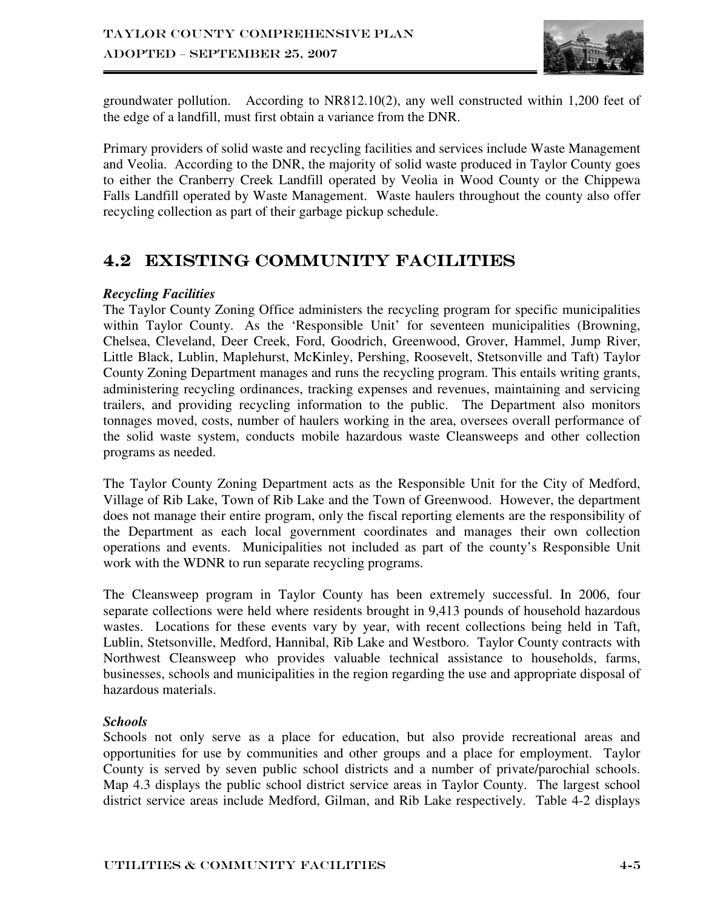groundwater pollution. According to NR812.10(2), any well constructed within 1,200 feet of the edge of a landfill, must first obtain a variance from the DNR.

Primary providers of solid waste and recycling facilities and services include Waste Management and Veolia. According to the DNR, the majority of solid waste produced in Taylor County goes to either the Cranberry Creek Landfill operated by Veolia in Wood County or the Chippewa Falls Landfill operated by Waste Management. Waste haulers throughout the county also offer recycling collection as part of their garbage pickup schedule.

## 4.2 EXISTING COMMUNITY FACILITIES

***Recycling Facilities***

The Taylor County Zoning Office administers the recycling program for specific municipalities within Taylor County. As the 'Responsible Unit' for seventeen municipalities (Browning, Chelsea, Cleveland, Deer Creek, Ford, Goodrich, Greenwood, Grover, Hammel, Jump River, Little Black, Lublin, Maplehurst, McKinley, Pershing, Roosevelt, Stetsonville and Taft) Taylor County Zoning Department manages and runs the recycling program. This entails writing grants, administering recycling ordinances, tracking expenses and revenues, maintaining and servicing trailers, and providing recycling information to the public. The Department also monitors tonnages moved, costs, number of haulers working in the area, oversees overall performance of the solid waste system, conducts mobile hazardous waste Cleansweeps and other collection programs as needed.

The Taylor County Zoning Department acts as the Responsible Unit for the City of Medford, Village of Rib Lake, Town of Rib Lake and the Town of Greenwood. However, the department does not manage their entire program, only the fiscal reporting elements are the responsibility of the Department as each local government coordinates and manages their own collection operations and events. Municipalities not included as part of the county's Responsible Unit work with the WDNR to run separate recycling programs.

The Cleansweep program in Taylor County has been extremely successful. In 2006, four separate collections were held where residents brought in 9,413 pounds of household hazardous wastes. Locations for these events vary by year, with recent collections being held in Taft, Lublin, Stetsonville, Medford, Hannibal, Rib Lake and Westboro. Taylor County contracts with Northwest Cleansweep who provides valuable technical assistance to households, farms, businesses, schools and municipalities in the region regarding the use and appropriate disposal of hazardous materials.

***Schools***

Schools not only serve as a place for education, but also provide recreational areas and opportunities for use by communities and other groups and a place for employment. Taylor County is served by seven public school districts and a number of private/parochial schools. Map 4.3 displays the public school district service areas in Taylor County. The largest school district service areas include Medford, Gilman, and Rib Lake respectively. Table 4-2 displays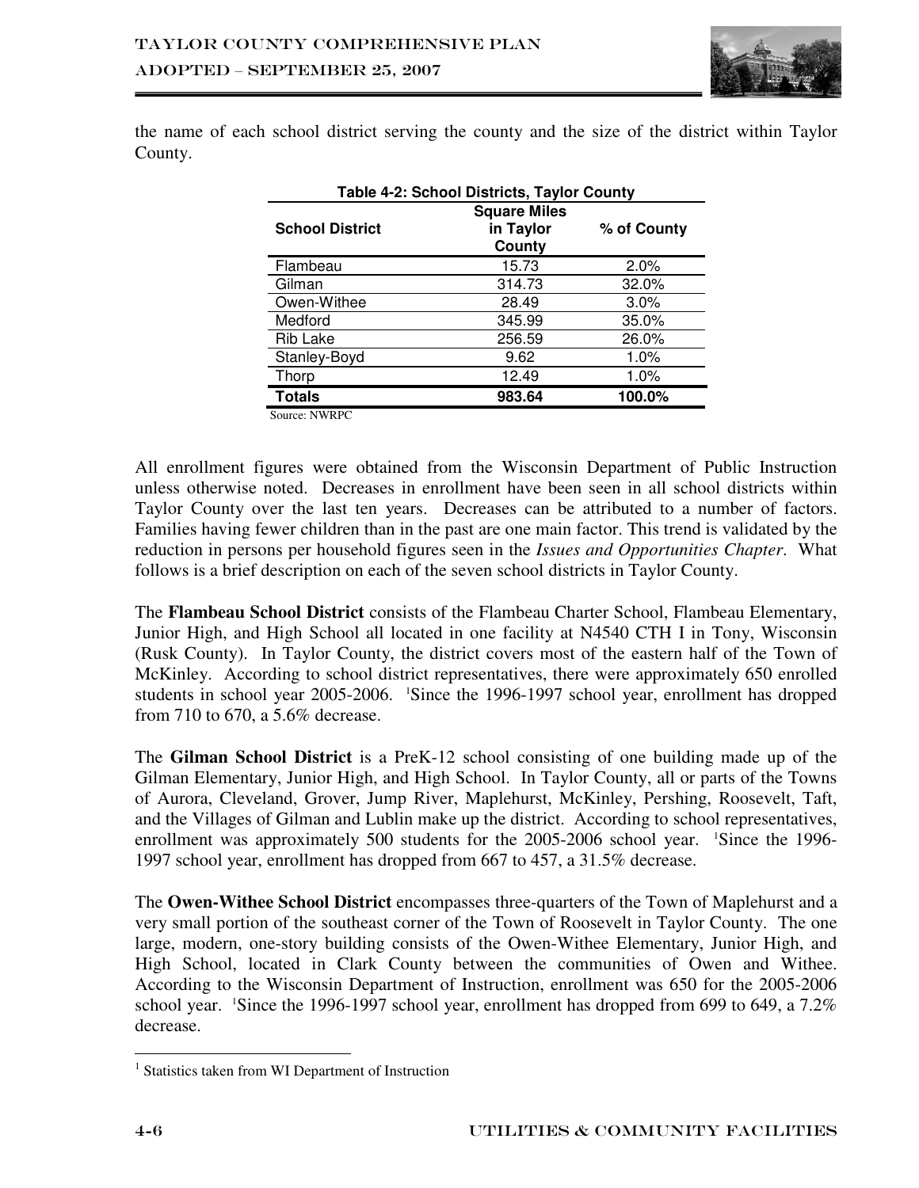the name of each school district serving the county and the size of the district within Taylor County.

**Table 4-2: School Districts, Taylor County**

| School District | Square Miles in Taylor County | % of County |
|---|---|---|
| Flambeau | 15.73 | 2.0% |
| Gilman | 314.73 | 32.0% |
| Owen-Withee | 28.49 | 3.0% |
| Medford | 345.99 | 35.0% |
| Rib Lake | 256.59 | 26.0% |
| Stanley-Boyd | 9.62 | 1.0% |
| Thorp | 12.49 | 1.0% |
| **Totals** | **983.64** | **100.0%** |

Source: NWRPC

All enrollment figures were obtained from the Wisconsin Department of Public Instruction unless otherwise noted. Decreases in enrollment have been seen in all school districts within Taylor County over the last ten years. Decreases can be attributed to a number of factors. Families having fewer children than in the past are one main factor. This trend is validated by the reduction in persons per household figures seen in the *Issues and Opportunities Chapter*. What follows is a brief description on each of the seven school districts in Taylor County.

The **Flambeau School District** consists of the Flambeau Charter School, Flambeau Elementary, Junior High, and High School all located in one facility at N4540 CTH I in Tony, Wisconsin (Rusk County). In Taylor County, the district covers most of the eastern half of the Town of McKinley. According to school district representatives, there were approximately 650 enrolled students in school year 2005-2006. [1]Since the 1996-1997 school year, enrollment has dropped from 710 to 670, a 5.6% decrease.

The **Gilman School District** is a PreK-12 school consisting of one building made up of the Gilman Elementary, Junior High, and High School. In Taylor County, all or parts of the Towns of Aurora, Cleveland, Grover, Jump River, Maplehurst, McKinley, Pershing, Roosevelt, Taft, and the Villages of Gilman and Lublin make up the district. According to school representatives, enrollment was approximately 500 students for the 2005-2006 school year. [1]Since the 1996-1997 school year, enrollment has dropped from 667 to 457, a 31.5% decrease.

The **Owen-Withee School District** encompasses three-quarters of the Town of Maplehurst and a very small portion of the southeast corner of the Town of Roosevelt in Taylor County. The one large, modern, one-story building consists of the Owen-Withee Elementary, Junior High, and High School, located in Clark County between the communities of Owen and Withee. According to the Wisconsin Department of Instruction, enrollment was 650 for the 2005-2006 school year. [1]Since the 1996-1997 school year, enrollment has dropped from 699 to 649, a 7.2% decrease.

[1] Statistics taken from WI Department of Instruction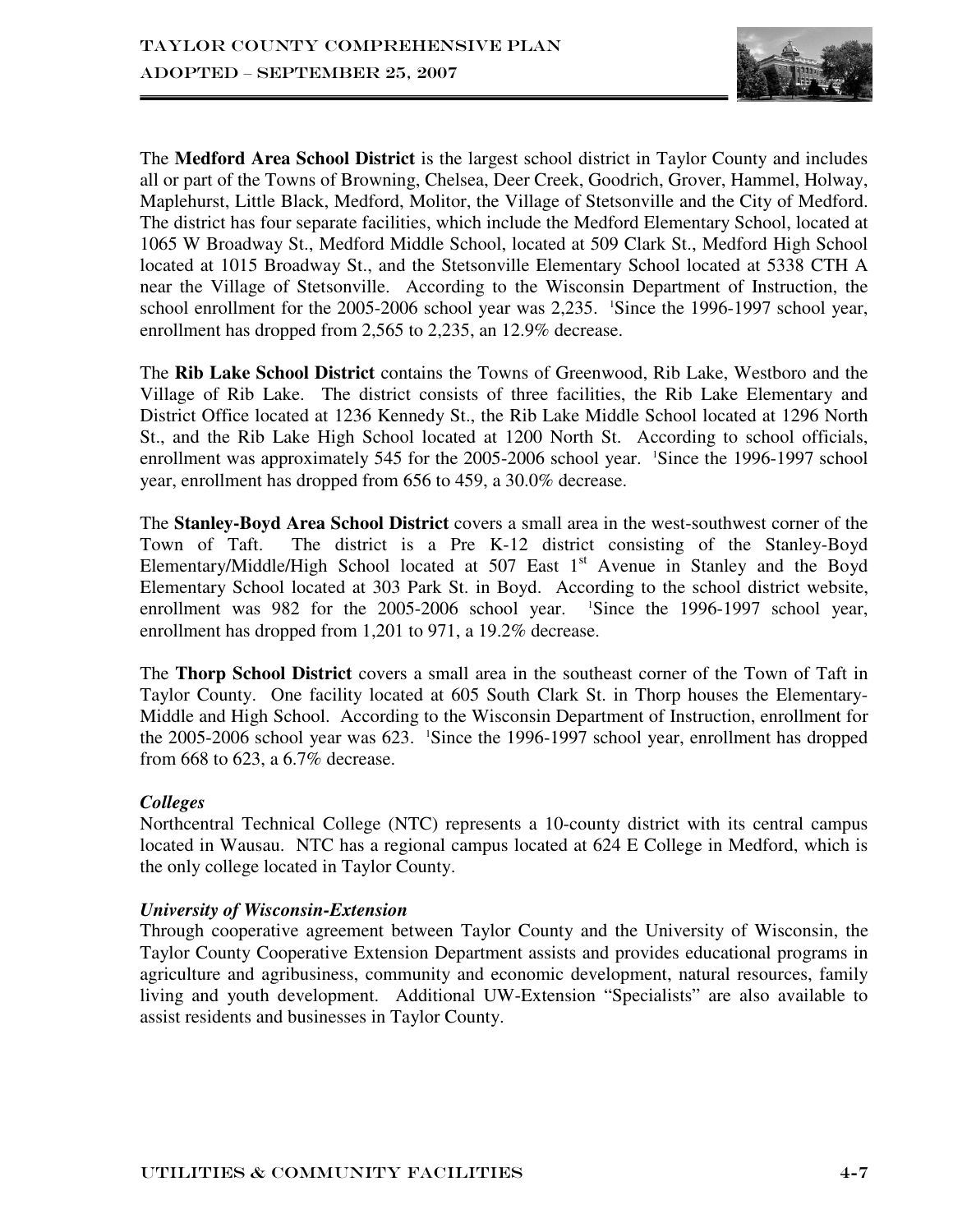The **Medford Area School District** is the largest school district in Taylor County and includes all or part of the Towns of Browning, Chelsea, Deer Creek, Goodrich, Grover, Hammel, Holway, Maplehurst, Little Black, Medford, Molitor, the Village of Stetsonville and the City of Medford. The district has four separate facilities, which include the Medford Elementary School, located at 1065 W Broadway St., Medford Middle School, located at 509 Clark St., Medford High School located at 1015 Broadway St., and the Stetsonville Elementary School located at 5338 CTH A near the Village of Stetsonville. According to the Wisconsin Department of Instruction, the school enrollment for the 2005-2006 school year was 2,235. [1]Since the 1996-1997 school year, enrollment has dropped from 2,565 to 2,235, an 12.9% decrease.

The **Rib Lake School District** contains the Towns of Greenwood, Rib Lake, Westboro and the Village of Rib Lake. The district consists of three facilities, the Rib Lake Elementary and District Office located at 1236 Kennedy St., the Rib Lake Middle School located at 1296 North St., and the Rib Lake High School located at 1200 North St. According to school officials, enrollment was approximately 545 for the 2005-2006 school year. [1]Since the 1996-1997 school year, enrollment has dropped from 656 to 459, a 30.0% decrease.

The **Stanley-Boyd Area School District** covers a small area in the west-southwest corner of the Town of Taft. The district is a Pre K-12 district consisting of the Stanley-Boyd Elementary/Middle/High School located at 507 East 1st Avenue in Stanley and the Boyd Elementary School located at 303 Park St. in Boyd. According to the school district website, enrollment was 982 for the 2005-2006 school year. [1]Since the 1996-1997 school year, enrollment has dropped from 1,201 to 971, a 19.2% decrease.

The **Thorp School District** covers a small area in the southeast corner of the Town of Taft in Taylor County. One facility located at 605 South Clark St. in Thorp houses the Elementary-Middle and High School. According to the Wisconsin Department of Instruction, enrollment for the 2005-2006 school year was 623. [1]Since the 1996-1997 school year, enrollment has dropped from 668 to 623, a 6.7% decrease.

***Colleges***

Northcentral Technical College (NTC) represents a 10-county district with its central campus located in Wausau. NTC has a regional campus located at 624 E College in Medford, which is the only college located in Taylor County.

***University of Wisconsin-Extension***

Through cooperative agreement between Taylor County and the University of Wisconsin, the Taylor County Cooperative Extension Department assists and provides educational programs in agriculture and agribusiness, community and economic development, natural resources, family living and youth development. Additional UW-Extension "Specialists" are also available to assist residents and businesses in Taylor County.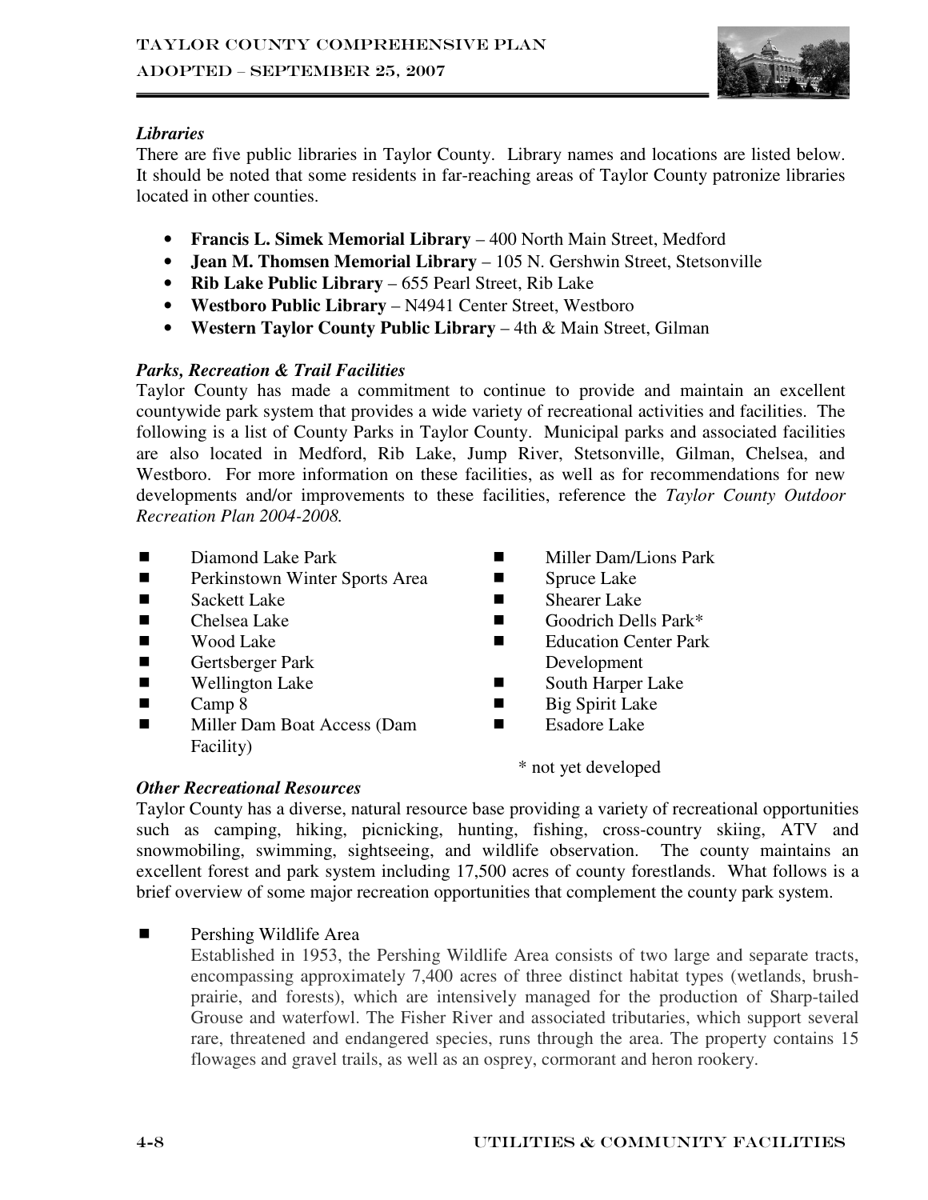### *Libraries*

There are five public libraries in Taylor County. Library names and locations are listed below. It should be noted that some residents in far-reaching areas of Taylor County patronize libraries located in other counties.

- **Francis L. Simek Memorial Library** – 400 North Main Street, Medford
- **Jean M. Thomsen Memorial Library** – 105 N. Gershwin Street, Stetsonville
- **Rib Lake Public Library** – 655 Pearl Street, Rib Lake
- **Westboro Public Library** – N4941 Center Street, Westboro
- **Western Taylor County Public Library** – 4th & Main Street, Gilman

### *Parks, Recreation & Trail Facilities*

Taylor County has made a commitment to continue to provide and maintain an excellent countywide park system that provides a wide variety of recreational activities and facilities. The following is a list of County Parks in Taylor County. Municipal parks and associated facilities are also located in Medford, Rib Lake, Jump River, Stetsonville, Gilman, Chelsea, and Westboro. For more information on these facilities, as well as for recommendations for new developments and/or improvements to these facilities, reference the *Taylor County Outdoor Recreation Plan 2004-2008.*

- Diamond Lake Park
- Perkinstown Winter Sports Area
- Sackett Lake
- Chelsea Lake
- Wood Lake
- Gertsberger Park
- Wellington Lake
- Camp 8
- Miller Dam Boat Access (Dam Facility)
- Miller Dam/Lions Park
- Spruce Lake
- Shearer Lake
- Goodrich Dells Park*
- Education Center Park Development
- South Harper Lake
- Big Spirit Lake
- Esadore Lake

\* not yet developed

### *Other Recreational Resources*

Taylor County has a diverse, natural resource base providing a variety of recreational opportunities such as camping, hiking, picnicking, hunting, fishing, cross-country skiing, ATV and snowmobiling, swimming, sightseeing, and wildlife observation. The county maintains an excellent forest and park system including 17,500 acres of county forestlands. What follows is a brief overview of some major recreation opportunities that complement the county park system.

- Pershing Wildlife Area

  Established in 1953, the Pershing Wildlife Area consists of two large and separate tracts, encompassing approximately 7,400 acres of three distinct habitat types (wetlands, brush-prairie, and forests), which are intensively managed for the production of Sharp-tailed Grouse and waterfowl. The Fisher River and associated tributaries, which support several rare, threatened and endangered species, runs through the area. The property contains 15 flowages and gravel trails, as well as an osprey, cormorant and heron rookery.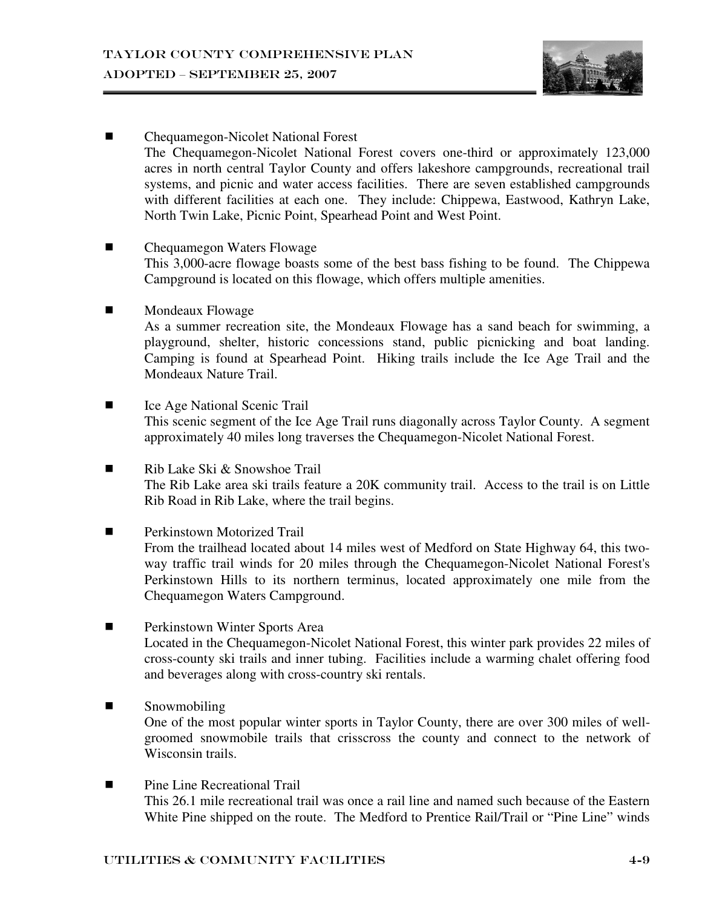- Chequamegon-Nicolet National Forest
  The Chequamegon-Nicolet National Forest covers one-third or approximately 123,000 acres in north central Taylor County and offers lakeshore campgrounds, recreational trail systems, and picnic and water access facilities. There are seven established campgrounds with different facilities at each one. They include: Chippewa, Eastwood, Kathryn Lake, North Twin Lake, Picnic Point, Spearhead Point and West Point.

- Chequamegon Waters Flowage
  This 3,000-acre flowage boasts some of the best bass fishing to be found. The Chippewa Campground is located on this flowage, which offers multiple amenities.

- Mondeaux Flowage
  As a summer recreation site, the Mondeaux Flowage has a sand beach for swimming, a playground, shelter, historic concessions stand, public picnicking and boat landing. Camping is found at Spearhead Point. Hiking trails include the Ice Age Trail and the Mondeaux Nature Trail.

- Ice Age National Scenic Trail
  This scenic segment of the Ice Age Trail runs diagonally across Taylor County. A segment approximately 40 miles long traverses the Chequamegon-Nicolet National Forest.

- Rib Lake Ski & Snowshoe Trail
  The Rib Lake area ski trails feature a 20K community trail. Access to the trail is on Little Rib Road in Rib Lake, where the trail begins.

- Perkinstown Motorized Trail
  From the trailhead located about 14 miles west of Medford on State Highway 64, this two-way traffic trail winds for 20 miles through the Chequamegon-Nicolet National Forest's Perkinstown Hills to its northern terminus, located approximately one mile from the Chequamegon Waters Campground.

- Perkinstown Winter Sports Area
  Located in the Chequamegon-Nicolet National Forest, this winter park provides 22 miles of cross-county ski trails and inner tubing. Facilities include a warming chalet offering food and beverages along with cross-country ski rentals.

- Snowmobiling
  One of the most popular winter sports in Taylor County, there are over 300 miles of well-groomed snowmobile trails that crisscross the county and connect to the network of Wisconsin trails.

- Pine Line Recreational Trail
  This 26.1 mile recreational trail was once a rail line and named such because of the Eastern White Pine shipped on the route. The Medford to Prentice Rail/Trail or "Pine Line" winds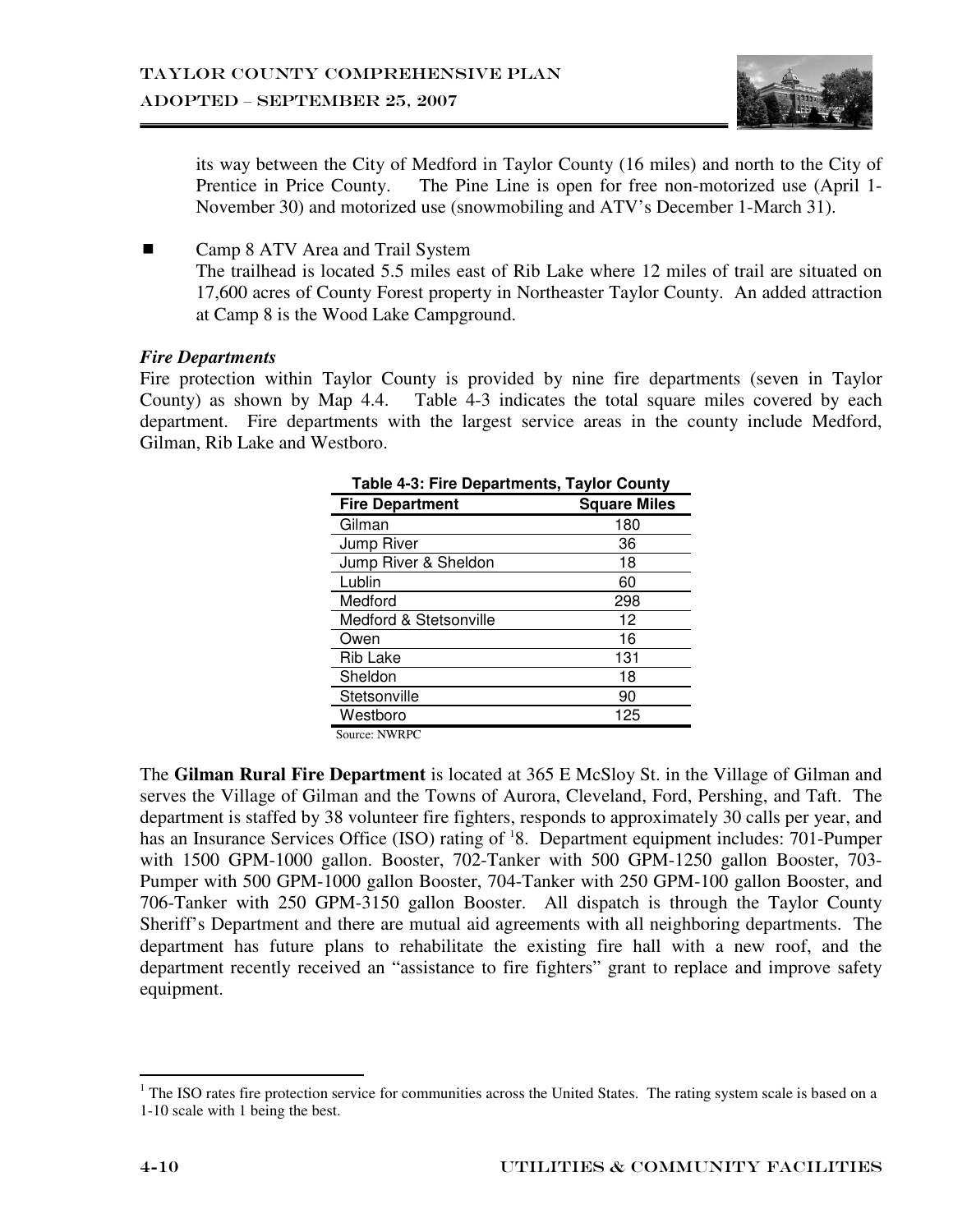its way between the City of Medford in Taylor County (16 miles) and north to the City of Prentice in Price County. The Pine Line is open for free non-motorized use (April 1-November 30) and motorized use (snowmobiling and ATV's December 1-March 31).

- Camp 8 ATV Area and Trail System
  The trailhead is located 5.5 miles east of Rib Lake where 12 miles of trail are situated on 17,600 acres of County Forest property in Northeaster Taylor County. An added attraction at Camp 8 is the Wood Lake Campground.

***Fire Departments***

Fire protection within Taylor County is provided by nine fire departments (seven in Taylor County) as shown by Map 4.4. Table 4-3 indicates the total square miles covered by each department. Fire departments with the largest service areas in the county include Medford, Gilman, Rib Lake and Westboro.

**Table 4-3: Fire Departments, Taylor County**

| Fire Department | Square Miles |
|---|---|
| Gilman | 180 |
| Jump River | 36 |
| Jump River & Sheldon | 18 |
| Lublin | 60 |
| Medford | 298 |
| Medford & Stetsonville | 12 |
| Owen | 16 |
| Rib Lake | 131 |
| Sheldon | 18 |
| Stetsonville | 90 |
| Westboro | 125 |

Source: NWRPC

The **Gilman Rural Fire Department** is located at 365 E McSloy St. in the Village of Gilman and serves the Village of Gilman and the Towns of Aurora, Cleveland, Ford, Pershing, and Taft. The department is staffed by 38 volunteer fire fighters, responds to approximately 30 calls per year, and has an Insurance Services Office (ISO) rating of [1]8. Department equipment includes: 701-Pumper with 1500 GPM-1000 gallon. Booster, 702-Tanker with 500 GPM-1250 gallon Booster, 703-Pumper with 500 GPM-1000 gallon Booster, 704-Tanker with 250 GPM-100 gallon Booster, and 706-Tanker with 250 GPM-3150 gallon Booster. All dispatch is through the Taylor County Sheriff's Department and there are mutual aid agreements with all neighboring departments. The department has future plans to rehabilitate the existing fire hall with a new roof, and the department recently received an "assistance to fire fighters" grant to replace and improve safety equipment.

[1] The ISO rates fire protection service for communities across the United States. The rating system scale is based on a 1-10 scale with 1 being the best.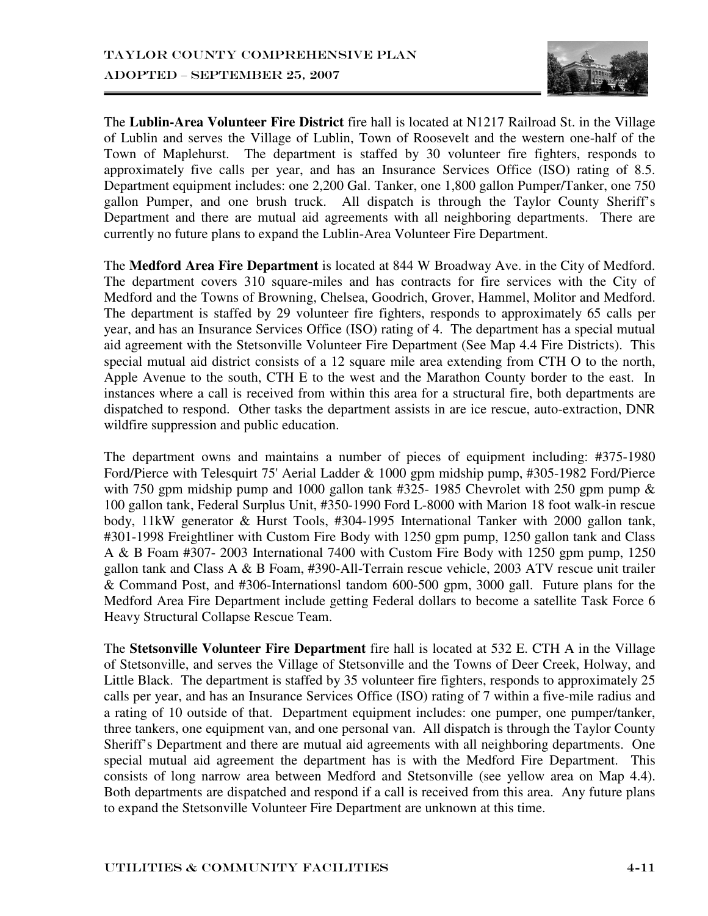The **Lublin-Area Volunteer Fire District** fire hall is located at N1217 Railroad St. in the Village of Lublin and serves the Village of Lublin, Town of Roosevelt and the western one-half of the Town of Maplehurst. The department is staffed by 30 volunteer fire fighters, responds to approximately five calls per year, and has an Insurance Services Office (ISO) rating of 8.5. Department equipment includes: one 2,200 Gal. Tanker, one 1,800 gallon Pumper/Tanker, one 750 gallon Pumper, and one brush truck. All dispatch is through the Taylor County Sheriff's Department and there are mutual aid agreements with all neighboring departments. There are currently no future plans to expand the Lublin-Area Volunteer Fire Department.

The **Medford Area Fire Department** is located at 844 W Broadway Ave. in the City of Medford. The department covers 310 square-miles and has contracts for fire services with the City of Medford and the Towns of Browning, Chelsea, Goodrich, Grover, Hammel, Molitor and Medford. The department is staffed by 29 volunteer fire fighters, responds to approximately 65 calls per year, and has an Insurance Services Office (ISO) rating of 4. The department has a special mutual aid agreement with the Stetsonville Volunteer Fire Department (See Map 4.4 Fire Districts). This special mutual aid district consists of a 12 square mile area extending from CTH O to the north, Apple Avenue to the south, CTH E to the west and the Marathon County border to the east. In instances where a call is received from within this area for a structural fire, both departments are dispatched to respond. Other tasks the department assists in are ice rescue, auto-extraction, DNR wildfire suppression and public education.

The department owns and maintains a number of pieces of equipment including: #375-1980 Ford/Pierce with Telesquirt 75' Aerial Ladder & 1000 gpm midship pump, #305-1982 Ford/Pierce with 750 gpm midship pump and 1000 gallon tank #325- 1985 Chevrolet with 250 gpm pump & 100 gallon tank, Federal Surplus Unit, #350-1990 Ford L-8000 with Marion 18 foot walk-in rescue body, 11kW generator & Hurst Tools, #304-1995 International Tanker with 2000 gallon tank, #301-1998 Freightliner with Custom Fire Body with 1250 gpm pump, 1250 gallon tank and Class A & B Foam #307- 2003 International 7400 with Custom Fire Body with 1250 gpm pump, 1250 gallon tank and Class A & B Foam, #390-All-Terrain rescue vehicle, 2003 ATV rescue unit trailer & Command Post, and #306-Internationsl tandom 600-500 gpm, 3000 gall. Future plans for the Medford Area Fire Department include getting Federal dollars to become a satellite Task Force 6 Heavy Structural Collapse Rescue Team.

The **Stetsonville Volunteer Fire Department** fire hall is located at 532 E. CTH A in the Village of Stetsonville, and serves the Village of Stetsonville and the Towns of Deer Creek, Holway, and Little Black. The department is staffed by 35 volunteer fire fighters, responds to approximately 25 calls per year, and has an Insurance Services Office (ISO) rating of 7 within a five-mile radius and a rating of 10 outside of that. Department equipment includes: one pumper, one pumper/tanker, three tankers, one equipment van, and one personal van. All dispatch is through the Taylor County Sheriff's Department and there are mutual aid agreements with all neighboring departments. One special mutual aid agreement the department has is with the Medford Fire Department. This consists of long narrow area between Medford and Stetsonville (see yellow area on Map 4.4). Both departments are dispatched and respond if a call is received from this area. Any future plans to expand the Stetsonville Volunteer Fire Department are unknown at this time.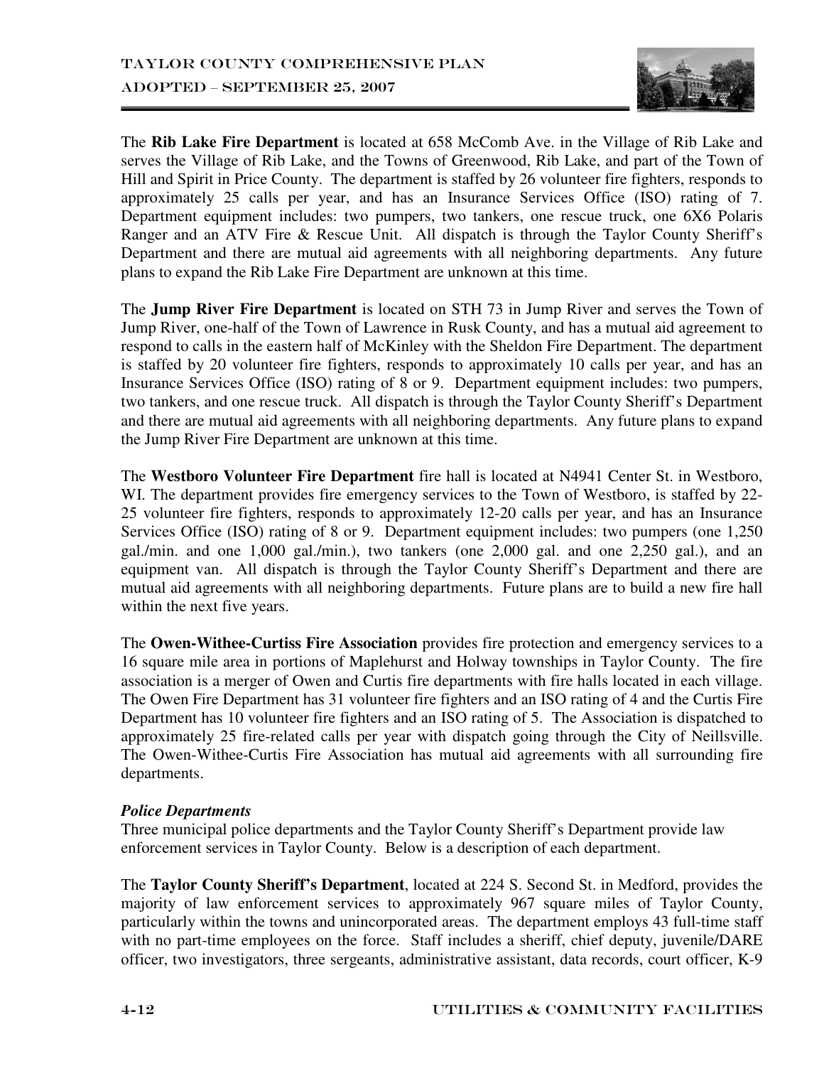The **Rib Lake Fire Department** is located at 658 McComb Ave. in the Village of Rib Lake and serves the Village of Rib Lake, and the Towns of Greenwood, Rib Lake, and part of the Town of Hill and Spirit in Price County. The department is staffed by 26 volunteer fire fighters, responds to approximately 25 calls per year, and has an Insurance Services Office (ISO) rating of 7. Department equipment includes: two pumpers, two tankers, one rescue truck, one 6X6 Polaris Ranger and an ATV Fire & Rescue Unit. All dispatch is through the Taylor County Sheriff's Department and there are mutual aid agreements with all neighboring departments. Any future plans to expand the Rib Lake Fire Department are unknown at this time.

The **Jump River Fire Department** is located on STH 73 in Jump River and serves the Town of Jump River, one-half of the Town of Lawrence in Rusk County, and has a mutual aid agreement to respond to calls in the eastern half of McKinley with the Sheldon Fire Department. The department is staffed by 20 volunteer fire fighters, responds to approximately 10 calls per year, and has an Insurance Services Office (ISO) rating of 8 or 9. Department equipment includes: two pumpers, two tankers, and one rescue truck. All dispatch is through the Taylor County Sheriff's Department and there are mutual aid agreements with all neighboring departments. Any future plans to expand the Jump River Fire Department are unknown at this time.

The **Westboro Volunteer Fire Department** fire hall is located at N4941 Center St. in Westboro, WI. The department provides fire emergency services to the Town of Westboro, is staffed by 22-25 volunteer fire fighters, responds to approximately 12-20 calls per year, and has an Insurance Services Office (ISO) rating of 8 or 9. Department equipment includes: two pumpers (one 1,250 gal./min. and one 1,000 gal./min.), two tankers (one 2,000 gal. and one 2,250 gal.), and an equipment van. All dispatch is through the Taylor County Sheriff's Department and there are mutual aid agreements with all neighboring departments. Future plans are to build a new fire hall within the next five years.

The **Owen-Withee-Curtiss Fire Association** provides fire protection and emergency services to a 16 square mile area in portions of Maplehurst and Holway townships in Taylor County. The fire association is a merger of Owen and Curtis fire departments with fire halls located in each village. The Owen Fire Department has 31 volunteer fire fighters and an ISO rating of 4 and the Curtis Fire Department has 10 volunteer fire fighters and an ISO rating of 5. The Association is dispatched to approximately 25 fire-related calls per year with dispatch going through the City of Neillsville. The Owen-Withee-Curtis Fire Association has mutual aid agreements with all surrounding fire departments.

***Police Departments***

Three municipal police departments and the Taylor County Sheriff's Department provide law enforcement services in Taylor County. Below is a description of each department.

The **Taylor County Sheriff's Department**, located at 224 S. Second St. in Medford, provides the majority of law enforcement services to approximately 967 square miles of Taylor County, particularly within the towns and unincorporated areas. The department employs 43 full-time staff with no part-time employees on the force. Staff includes a sheriff, chief deputy, juvenile/DARE officer, two investigators, three sergeants, administrative assistant, data records, court officer, K-9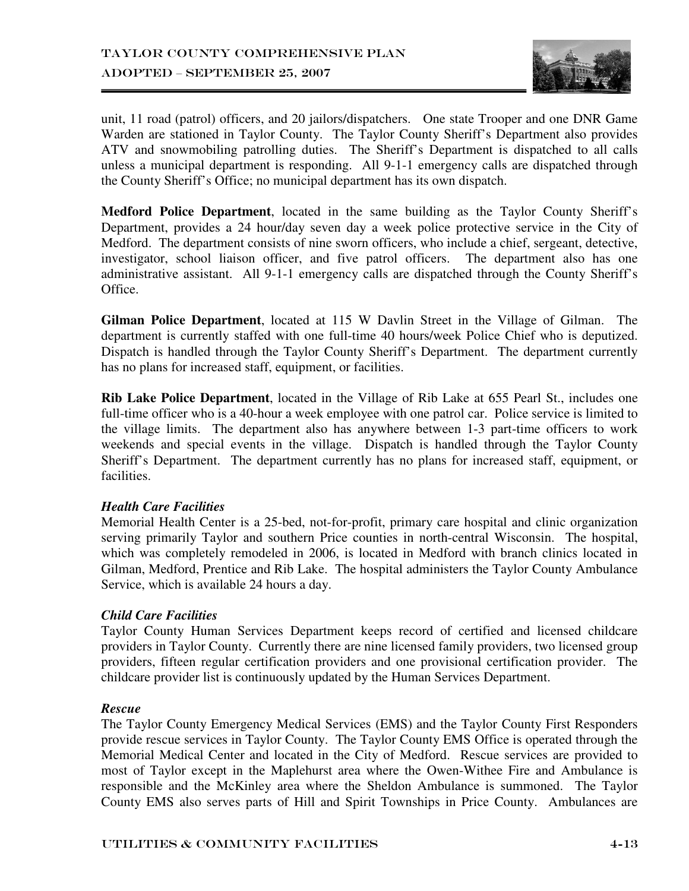unit, 11 road (patrol) officers, and 20 jailors/dispatchers. One state Trooper and one DNR Game Warden are stationed in Taylor County. The Taylor County Sheriff's Department also provides ATV and snowmobiling patrolling duties. The Sheriff's Department is dispatched to all calls unless a municipal department is responding. All 9-1-1 emergency calls are dispatched through the County Sheriff's Office; no municipal department has its own dispatch.

**Medford Police Department**, located in the same building as the Taylor County Sheriff's Department, provides a 24 hour/day seven day a week police protective service in the City of Medford. The department consists of nine sworn officers, who include a chief, sergeant, detective, investigator, school liaison officer, and five patrol officers. The department also has one administrative assistant. All 9-1-1 emergency calls are dispatched through the County Sheriff's Office.

**Gilman Police Department**, located at 115 W Davlin Street in the Village of Gilman. The department is currently staffed with one full-time 40 hours/week Police Chief who is deputized. Dispatch is handled through the Taylor County Sheriff's Department. The department currently has no plans for increased staff, equipment, or facilities.

**Rib Lake Police Department**, located in the Village of Rib Lake at 655 Pearl St., includes one full-time officer who is a 40-hour a week employee with one patrol car. Police service is limited to the village limits. The department also has anywhere between 1-3 part-time officers to work weekends and special events in the village. Dispatch is handled through the Taylor County Sheriff's Department. The department currently has no plans for increased staff, equipment, or facilities.

### *Health Care Facilities*

Memorial Health Center is a 25-bed, not-for-profit, primary care hospital and clinic organization serving primarily Taylor and southern Price counties in north-central Wisconsin. The hospital, which was completely remodeled in 2006, is located in Medford with branch clinics located in Gilman, Medford, Prentice and Rib Lake. The hospital administers the Taylor County Ambulance Service, which is available 24 hours a day.

### *Child Care Facilities*

Taylor County Human Services Department keeps record of certified and licensed childcare providers in Taylor County. Currently there are nine licensed family providers, two licensed group providers, fifteen regular certification providers and one provisional certification provider. The childcare provider list is continuously updated by the Human Services Department.

### *Rescue*

The Taylor County Emergency Medical Services (EMS) and the Taylor County First Responders provide rescue services in Taylor County. The Taylor County EMS Office is operated through the Memorial Medical Center and located in the City of Medford. Rescue services are provided to most of Taylor except in the Maplehurst area where the Owen-Withee Fire and Ambulance is responsible and the McKinley area where the Sheldon Ambulance is summoned. The Taylor County EMS also serves parts of Hill and Spirit Townships in Price County. Ambulances are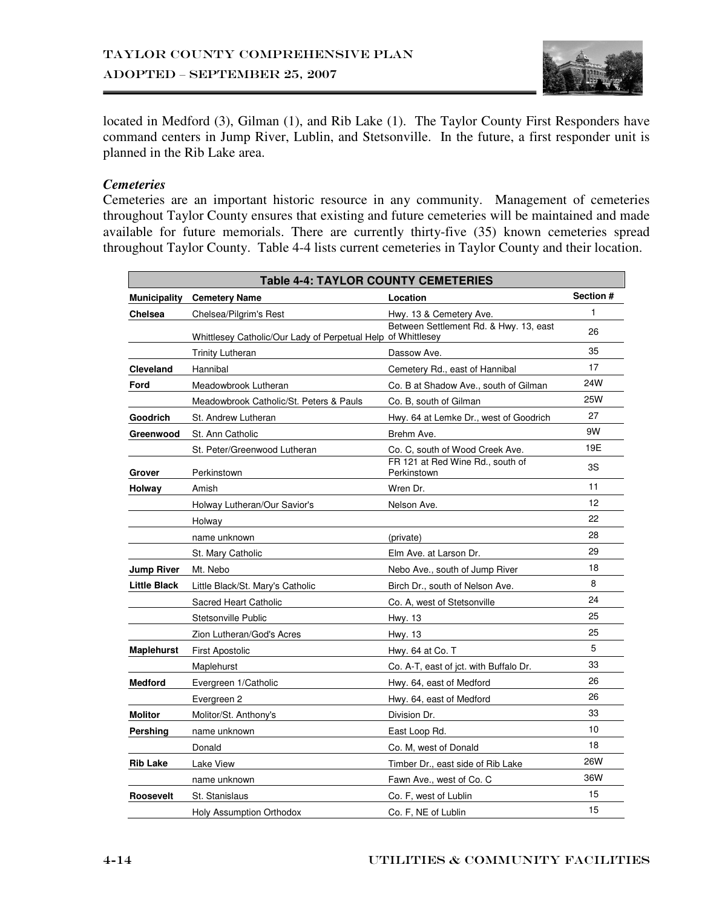located in Medford (3), Gilman (1), and Rib Lake (1). The Taylor County First Responders have command centers in Jump River, Lublin, and Stetsonville. In the future, a first responder unit is planned in the Rib Lake area.

***Cemeteries***

Cemeteries are an important historic resource in any community. Management of cemeteries throughout Taylor County ensures that existing and future cemeteries will be maintained and made available for future memorials. There are currently thirty-five (35) known cemeteries spread throughout Taylor County. Table 4-4 lists current cemeteries in Taylor County and their location.

| Table 4-4: TAYLOR COUNTY CEMETERIES | | | |
|---|---|---|---|
| **Municipality** | **Cemetery Name** | **Location** | **Section #** |
| **Chelsea** | Chelsea/Pilgrim's Rest | Hwy. 13 & Cemetery Ave. | 1 |
| | Whittlesey Catholic/Our Lady of Perpetual Help | Between Settlement Rd. & Hwy. 13, east of Whittlesey | 26 |
| | Trinity Lutheran | Dassow Ave. | 35 |
| **Cleveland** | Hannibal | Cemetery Rd., east of Hannibal | 17 |
| **Ford** | Meadowbrook Lutheran | Co. B at Shadow Ave., south of Gilman | 24W |
| | Meadowbrook Catholic/St. Peters & Pauls | Co. B, south of Gilman | 25W |
| **Goodrich** | St. Andrew Lutheran | Hwy. 64 at Lemke Dr., west of Goodrich | 27 |
| **Greenwood** | St. Ann Catholic | Brehm Ave. | 9W |
| | St. Peter/Greenwood Lutheran | Co. C, south of Wood Creek Ave. | 19E |
| **Grover** | Perkinstown | FR 121 at Red Wine Rd., south of Perkinstown | 3S |
| **Holway** | Amish | Wren Dr. | 11 |
| | Holway Lutheran/Our Savior's | Nelson Ave. | 12 |
| | Holway | | 22 |
| | name unknown | (private) | 28 |
| | St. Mary Catholic | Elm Ave. at Larson Dr. | 29 |
| **Jump River** | Mt. Nebo | Nebo Ave., south of Jump River | 18 |
| **Little Black** | Little Black/St. Mary's Catholic | Birch Dr., south of Nelson Ave. | 8 |
| | Sacred Heart Catholic | Co. A, west of Stetsonville | 24 |
| | Stetsonville Public | Hwy. 13 | 25 |
| | Zion Lutheran/God's Acres | Hwy. 13 | 25 |
| **Maplehurst** | First Apostolic | Hwy. 64 at Co. T | 5 |
| | Maplehurst | Co. A-T, east of jct. with Buffalo Dr. | 33 |
| **Medford** | Evergreen 1/Catholic | Hwy. 64, east of Medford | 26 |
| | Evergreen 2 | Hwy. 64, east of Medford | 26 |
| **Molitor** | Molitor/St. Anthony's | Division Dr. | 33 |
| **Pershing** | name unknown | East Loop Rd. | 10 |
| | Donald | Co. M, west of Donald | 18 |
| **Rib Lake** | Lake View | Timber Dr., east side of Rib Lake | 26W |
| | name unknown | Fawn Ave., west of Co. C | 36W |
| **Roosevelt** | St. Stanislaus | Co. F, west of Lublin | 15 |
| | Holy Assumption Orthodox | Co. F, NE of Lublin | 15 |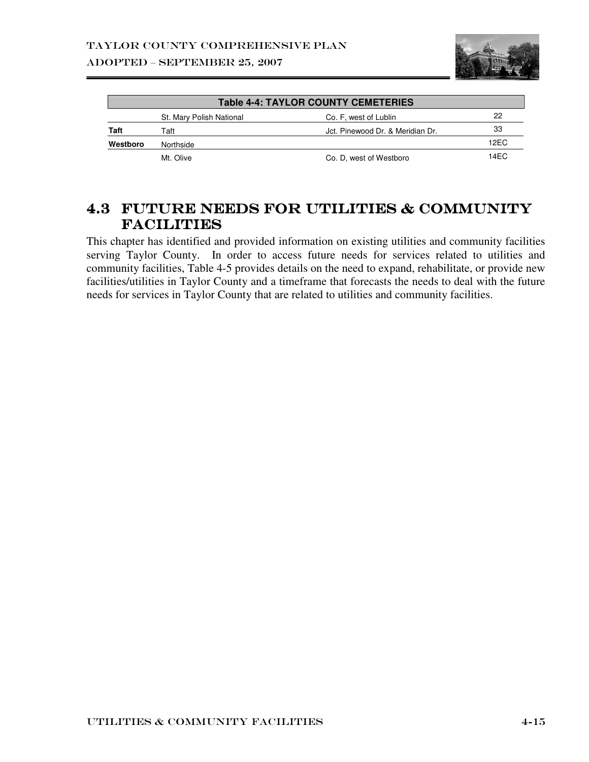| Table 4-4: TAYLOR COUNTY CEMETERIES | | | |
|---|---|---|---|
| | St. Mary Polish National | Co. F, west of Lublin | 22 |
| **Taft** | Taft | Jct. Pinewood Dr. & Meridian Dr. | 33 |
| **Westboro** | Northside | | 12EC |
| | Mt. Olive | Co. D, west of Westboro | 14EC |

## 4.3 FUTURE NEEDS FOR UTILITIES & COMMUNITY FACILITIES

This chapter has identified and provided information on existing utilities and community facilities serving Taylor County. In order to access future needs for services related to utilities and community facilities, Table 4-5 provides details on the need to expand, rehabilitate, or provide new facilities/utilities in Taylor County and a timeframe that forecasts the needs to deal with the future needs for services in Taylor County that are related to utilities and community facilities.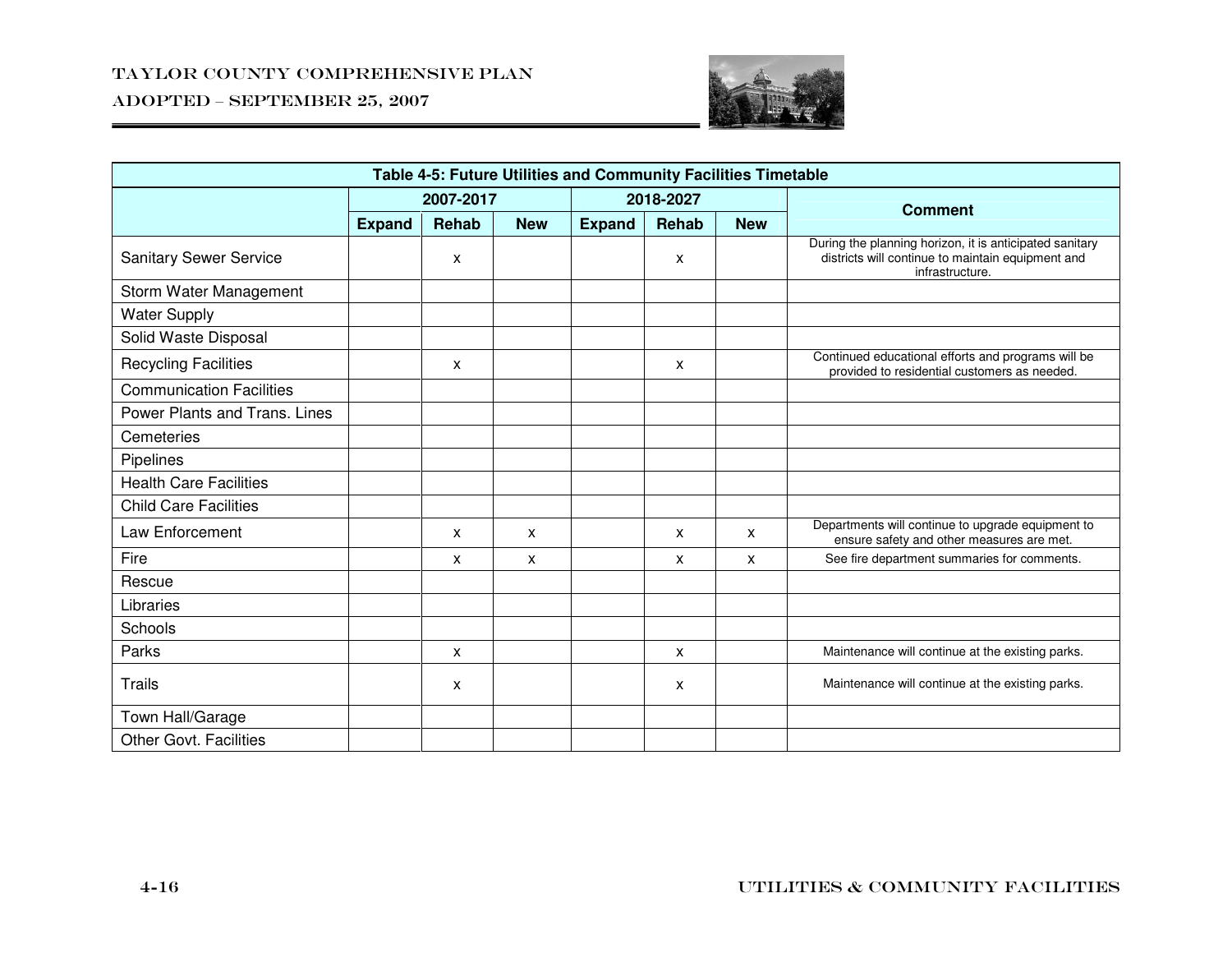| Table 4-5: Future Utilities and Community Facilities Timetable | | | | | | | |
|---|---|---|---|---|---|---|---|
| | 2007-2017 | | | 2018-2027 | | | Comment |
| | Expand | Rehab | New | Expand | Rehab | New | |
| Sanitary Sewer Service | | x | | | x | | During the planning horizon, it is anticipated sanitary districts will continue to maintain equipment and infrastructure. |
| Storm Water Management | | | | | | | |
| Water Supply | | | | | | | |
| Solid Waste Disposal | | | | | | | |
| Recycling Facilities | | x | | | x | | Continued educational efforts and programs will be provided to residential customers as needed. |
| Communication Facilities | | | | | | | |
| Power Plants and Trans. Lines | | | | | | | |
| Cemeteries | | | | | | | |
| Pipelines | | | | | | | |
| Health Care Facilities | | | | | | | |
| Child Care Facilities | | | | | | | |
| Law Enforcement | | x | x | | x | x | Departments will continue to upgrade equipment to ensure safety and other measures are met. |
| Fire | | x | x | | x | x | See fire department summaries for comments. |
| Rescue | | | | | | | |
| Libraries | | | | | | | |
| Schools | | | | | | | |
| Parks | | x | | | x | | Maintenance will continue at the existing parks. |
| Trails | | x | | | x | | Maintenance will continue at the existing parks. |
| Town Hall/Garage | | | | | | | |
| Other Govt. Facilities | | | | | | | |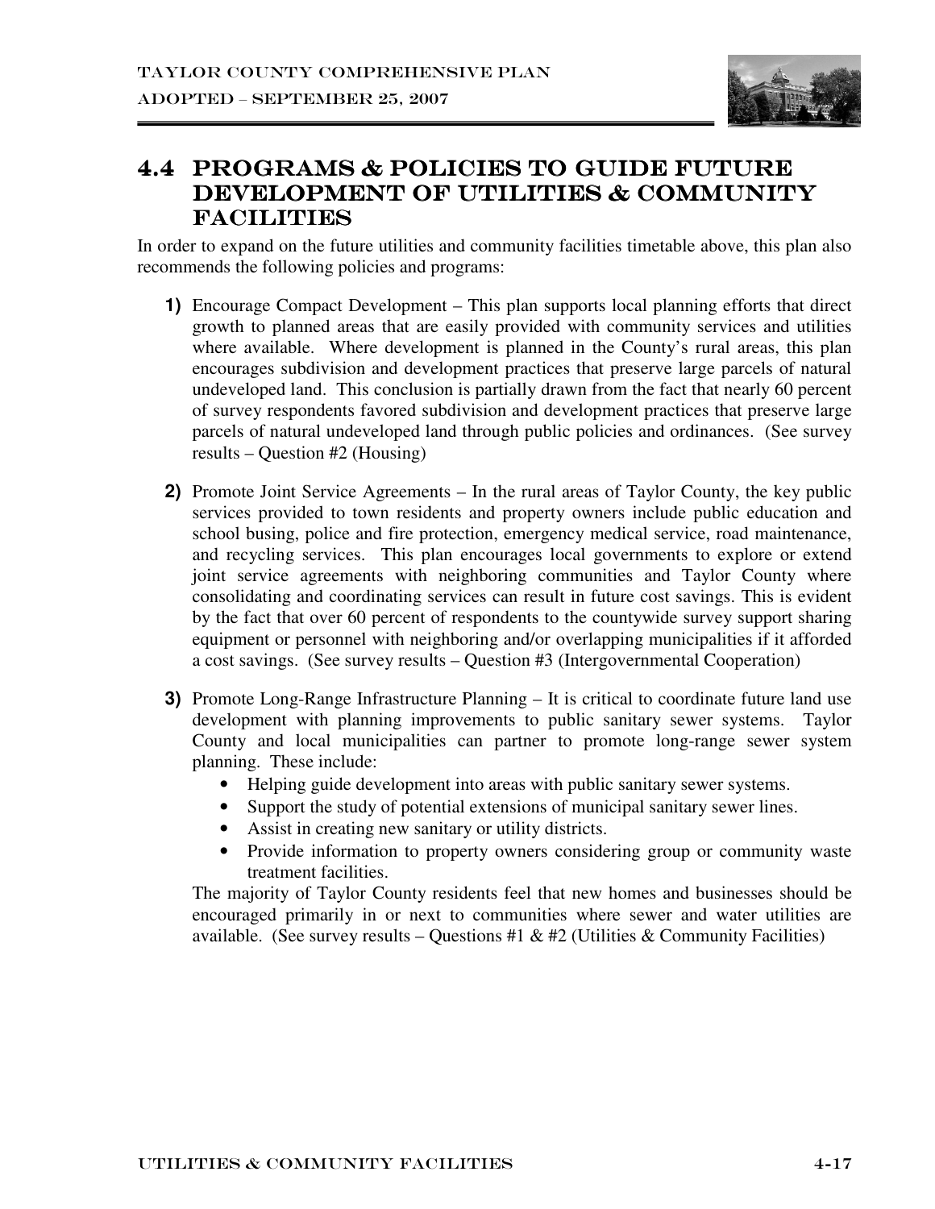## 4.4 PROGRAMS & POLICIES TO GUIDE FUTURE DEVELOPMENT OF UTILITIES & COMMUNITY FACILITIES

In order to expand on the future utilities and community facilities timetable above, this plan also recommends the following policies and programs:

**1)** Encourage Compact Development – This plan supports local planning efforts that direct growth to planned areas that are easily provided with community services and utilities where available. Where development is planned in the County's rural areas, this plan encourages subdivision and development practices that preserve large parcels of natural undeveloped land. This conclusion is partially drawn from the fact that nearly 60 percent of survey respondents favored subdivision and development practices that preserve large parcels of natural undeveloped land through public policies and ordinances. (See survey results – Question #2 (Housing)

**2)** Promote Joint Service Agreements – In the rural areas of Taylor County, the key public services provided to town residents and property owners include public education and school busing, police and fire protection, emergency medical service, road maintenance, and recycling services. This plan encourages local governments to explore or extend joint service agreements with neighboring communities and Taylor County where consolidating and coordinating services can result in future cost savings. This is evident by the fact that over 60 percent of respondents to the countywide survey support sharing equipment or personnel with neighboring and/or overlapping municipalities if it afforded a cost savings. (See survey results – Question #3 (Intergovernmental Cooperation)

**3)** Promote Long-Range Infrastructure Planning – It is critical to coordinate future land use development with planning improvements to public sanitary sewer systems. Taylor County and local municipalities can partner to promote long-range sewer system planning. These include:

- Helping guide development into areas with public sanitary sewer systems.
- Support the study of potential extensions of municipal sanitary sewer lines.
- Assist in creating new sanitary or utility districts.
- Provide information to property owners considering group or community waste treatment facilities.

The majority of Taylor County residents feel that new homes and businesses should be encouraged primarily in or next to communities where sewer and water utilities are available. (See survey results – Questions #1 & #2 (Utilities & Community Facilities)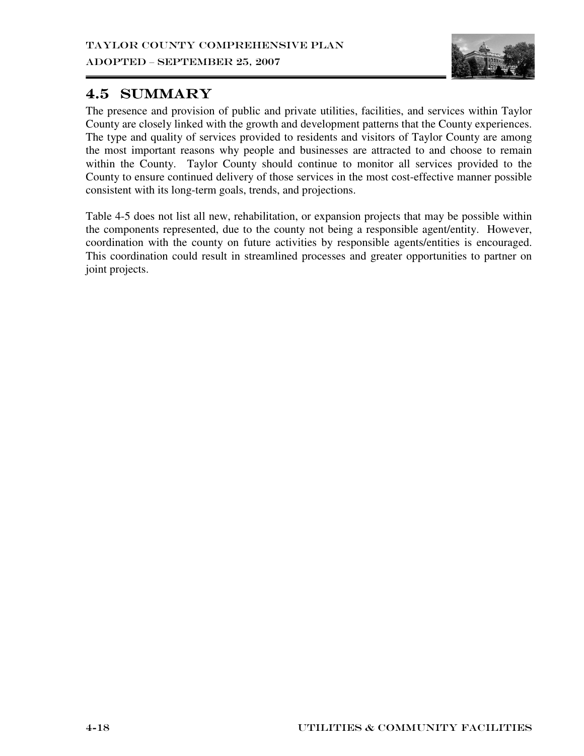## 4.5 SUMMARY

The presence and provision of public and private utilities, facilities, and services within Taylor County are closely linked with the growth and development patterns that the County experiences. The type and quality of services provided to residents and visitors of Taylor County are among the most important reasons why people and businesses are attracted to and choose to remain within the County. Taylor County should continue to monitor all services provided to the County to ensure continued delivery of those services in the most cost-effective manner possible consistent with its long-term goals, trends, and projections.

Table 4-5 does not list all new, rehabilitation, or expansion projects that may be possible within the components represented, due to the county not being a responsible agent/entity. However, coordination with the county on future activities by responsible agents/entities is encouraged. This coordination could result in streamlined processes and greater opportunities to partner on joint projects.